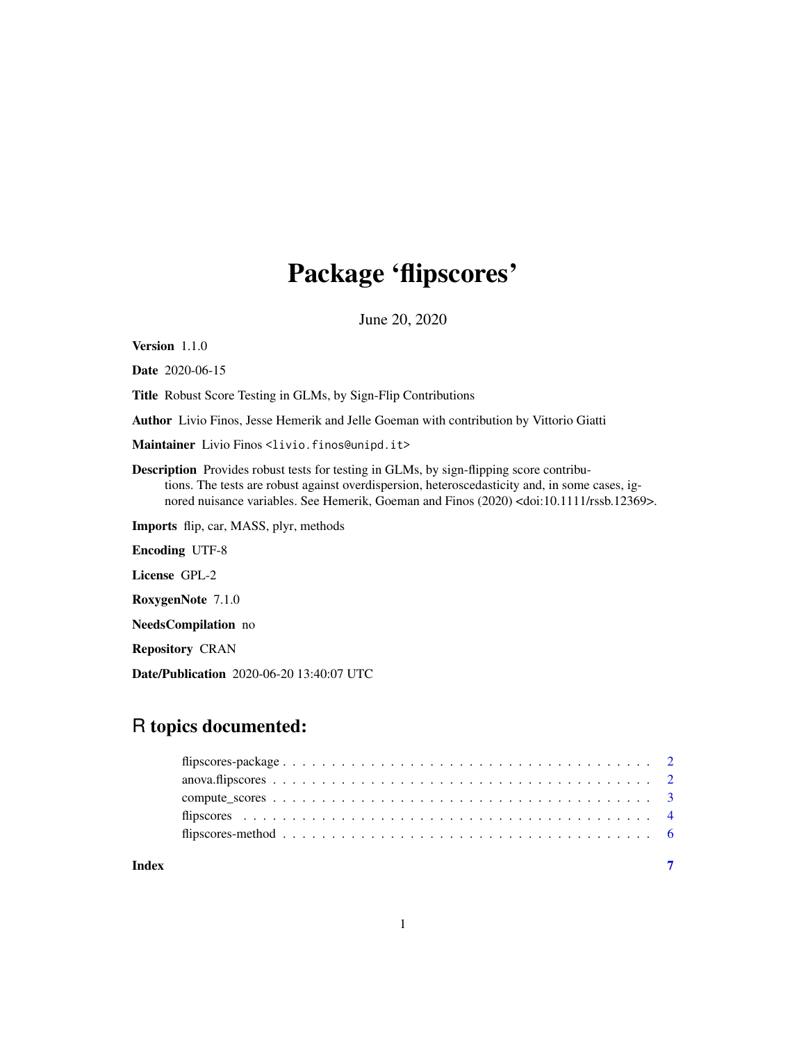# Package 'flipscores'

June 20, 2020

**Version** 1.1.0

**Date** 2020-06-15

**Title** Robust Score Testing in GLMs, by Sign-Flip Contributions

**Author** Livio Finos, Jesse Hemerik and Jelle Goeman with contribution by Vittorio Giatti

**Maintainer** Livio Finos <livio.finos@unipd.it>

**Description** Provides robust tests for testing in GLMs, by sign-flipping score contributions. The tests are robust against overdispersion, heteroscedasticity and, in some cases, ignored nuisance variables. See Hemerik, Goeman and Finos (2020) <doi:10.1111/rssb.12369>.

**Imports** flip, car, MASS, plyr, methods

**Encoding** UTF-8

**License** GPL-2

**RoxygenNote** 7.1.0

**NeedsCompilation** no

**Repository** CRAN

**Date/Publication** 2020-06-20 13:40:07 UTC

## R topics documented:

- flipscores-package . . . . . . . . . . . . . . . . . . . . . . . . . . . . . . . . . . . . 2
- anova.flipscores . . . . . . . . . . . . . . . . . . . . . . . . . . . . . . . . . . . . . . 2
- compute_scores . . . . . . . . . . . . . . . . . . . . . . . . . . . . . . . . . . . . . . 3
- flipscores . . . . . . . . . . . . . . . . . . . . . . . . . . . . . . . . . . . . . . . . . . 4
- flipscores-method . . . . . . . . . . . . . . . . . . . . . . . . . . . . . . . . . . . . . 6

**Index** 7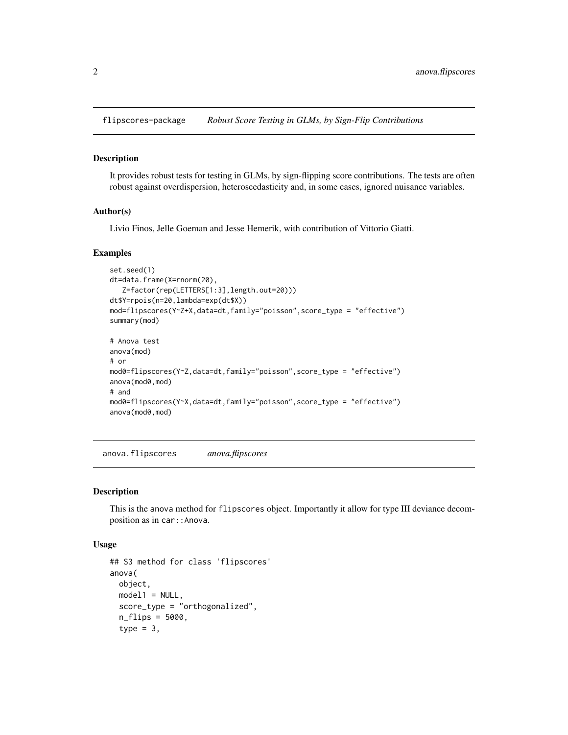## flipscores-package — *Robust Score Testing in GLMs, by Sign-Flip Contributions*

### Description

It provides robust tests for testing in GLMs, by sign-flipping score contributions. The tests are often robust against overdispersion, heteroscedasticity and, in some cases, ignored nuisance variables.

### Author(s)

Livio Finos, Jelle Goeman and Jesse Hemerik, with contribution of Vittorio Giatti.

### Examples

```
set.seed(1)
dt=data.frame(X=rnorm(20),
   Z=factor(rep(LETTERS[1:3],length.out=20)))
dt$Y=rpois(n=20,lambda=exp(dt$X))
mod=flipscores(Y~Z+X,data=dt,family="poisson",score_type = "effective")
summary(mod)

# Anova test
anova(mod)
# or
mod0=flipscores(Y~Z,data=dt,family="poisson",score_type = "effective")
anova(mod0,mod)
# and
mod0=flipscores(Y~X,data=dt,family="poisson",score_type = "effective")
anova(mod0,mod)
```

## anova.flipscores — *anova.flipscores*

### Description

This is the anova method for `flipscores` object. Importantly it allow for type III deviance decomposition as in `car::Anova`.

### Usage

```
## S3 method for class 'flipscores'
anova(
  object,
  model1 = NULL,
  score_type = "orthogonalized",
  n_flips = 5000,
  type = 3,
```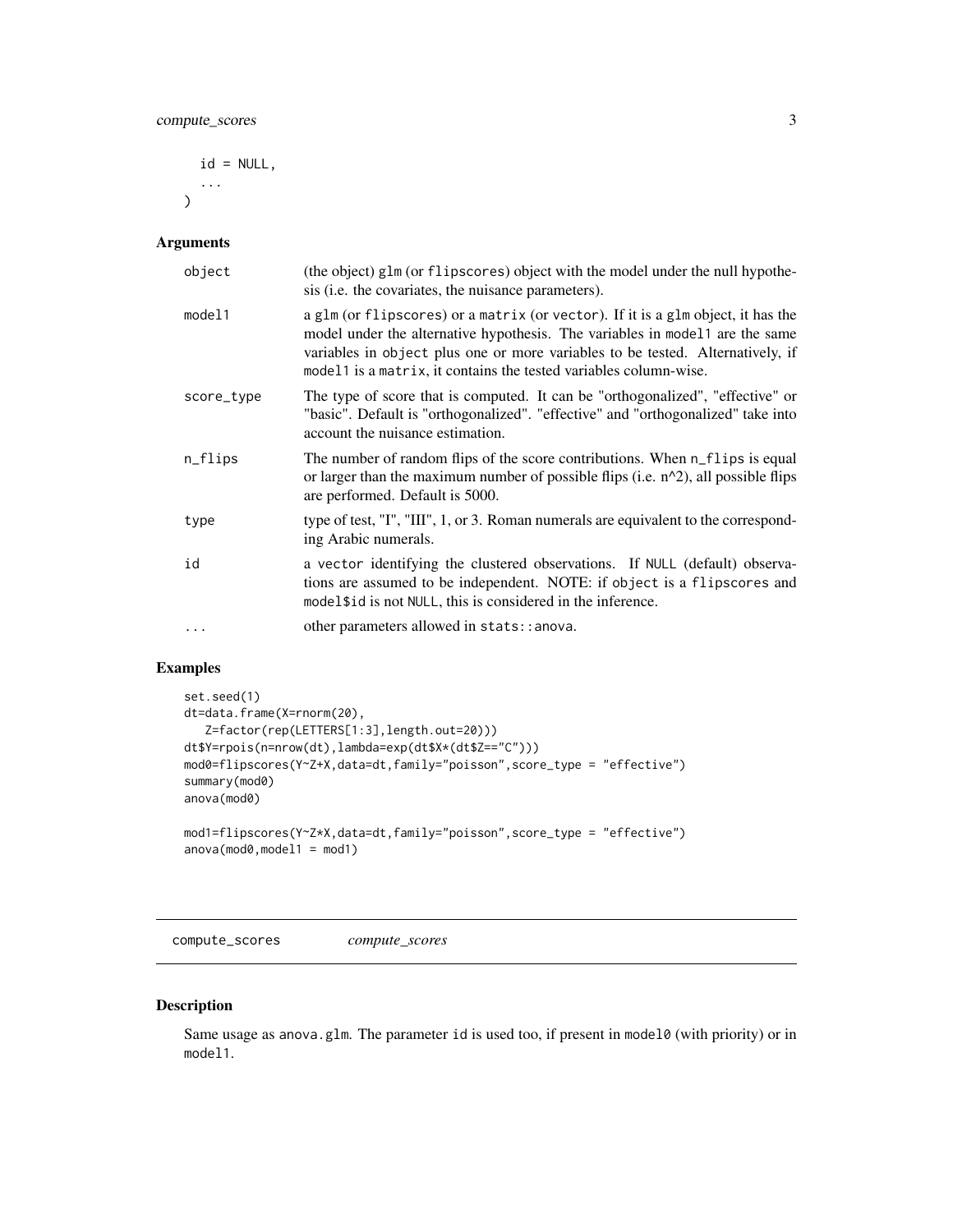```
  id = NULL,
  ...
)
```

## Arguments

| | |
|---|---|
| object | (the object) glm (or flipscores) object with the model under the null hypothesis (i.e. the covariates, the nuisance parameters). |
| model1 | a glm (or flipscores) or a matrix (or vector). If it is a glm object, it has the model under the alternative hypothesis. The variables in model1 are the same variables in object plus one or more variables to be tested. Alternatively, if model1 is a matrix, it contains the tested variables column-wise. |
| score_type | The type of score that is computed. It can be "orthogonalized", "effective" or "basic". Default is "orthogonalized". "effective" and "orthogonalized" take into account the nuisance estimation. |
| n_flips | The number of random flips of the score contributions. When n_flips is equal or larger than the maximum number of possible flips (i.e. n^2), all possible flips are performed. Default is 5000. |
| type | type of test, "I", "III", 1, or 3. Roman numerals are equivalent to the corresponding Arabic numerals. |
| id | a vector identifying the clustered observations. If NULL (default) observations are assumed to be independent. NOTE: if object is a flipscores and model$id is not NULL, this is considered in the inference. |
| ... | other parameters allowed in stats::anova. |

## Examples

```
set.seed(1)
dt=data.frame(X=rnorm(20),
   Z=factor(rep(LETTERS[1:3],length.out=20)))
dt$Y=rpois(n=nrow(dt),lambda=exp(dt$X*(dt$Z=="C")))
mod0=flipscores(Y~Z+X,data=dt,family="poisson",score_type = "effective")
summary(mod0)
anova(mod0)

mod1=flipscores(Y~Z*X,data=dt,family="poisson",score_type = "effective")
anova(mod0,model1 = mod1)
```

# compute_scores *compute_scores*

## Description

Same usage as anova.glm. The parameter id is used too, if present in model0 (with priority) or in model1.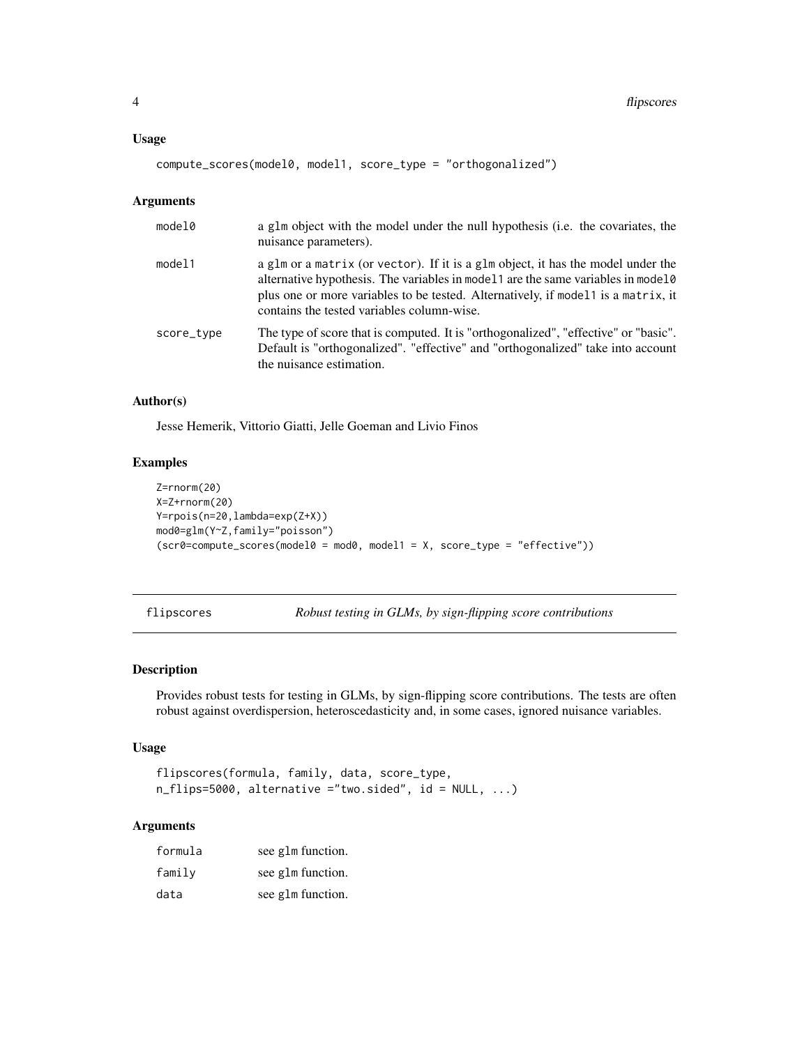### Usage

```
compute_scores(model0, model1, score_type = "orthogonalized")
```

### Arguments

| | |
|---|---|
| `model0` | a `glm` object with the model under the null hypothesis (i.e. the covariates, the nuisance parameters). |
| `model1` | a `glm` or a `matrix` (or `vector`). If it is a `glm` object, it has the model under the alternative hypothesis. The variables in `model1` are the same variables in `model0` plus one or more variables to be tested. Alternatively, if `model1` is a `matrix`, it contains the tested variables column-wise. |
| `score_type` | The type of score that is computed. It is "orthogonalized", "effective" or "basic". Default is "orthogonalized". "effective" and "orthogonalized" take into account the nuisance estimation. |

### Author(s)

Jesse Hemerik, Vittorio Giatti, Jelle Goeman and Livio Finos

### Examples

```
Z=rnorm(20)
X=Z+rnorm(20)
Y=rpois(n=20,lambda=exp(Z+X))
mod0=glm(Y~Z,family="poisson")
(scr0=compute_scores(model0 = mod0, model1 = X, score_type = "effective"))
```

---

## flipscores — *Robust testing in GLMs, by sign-flipping score contributions*

---

### Description

Provides robust tests for testing in GLMs, by sign-flipping score contributions. The tests are often robust against overdispersion, heteroscedasticity and, in some cases, ignored nuisance variables.

### Usage

```
flipscores(formula, family, data, score_type,
n_flips=5000, alternative ="two.sided", id = NULL, ...)
```

### Arguments

| | |
|---|---|
| `formula` | see `glm` function. |
| `family` | see `glm` function. |
| `data` | see `glm` function. |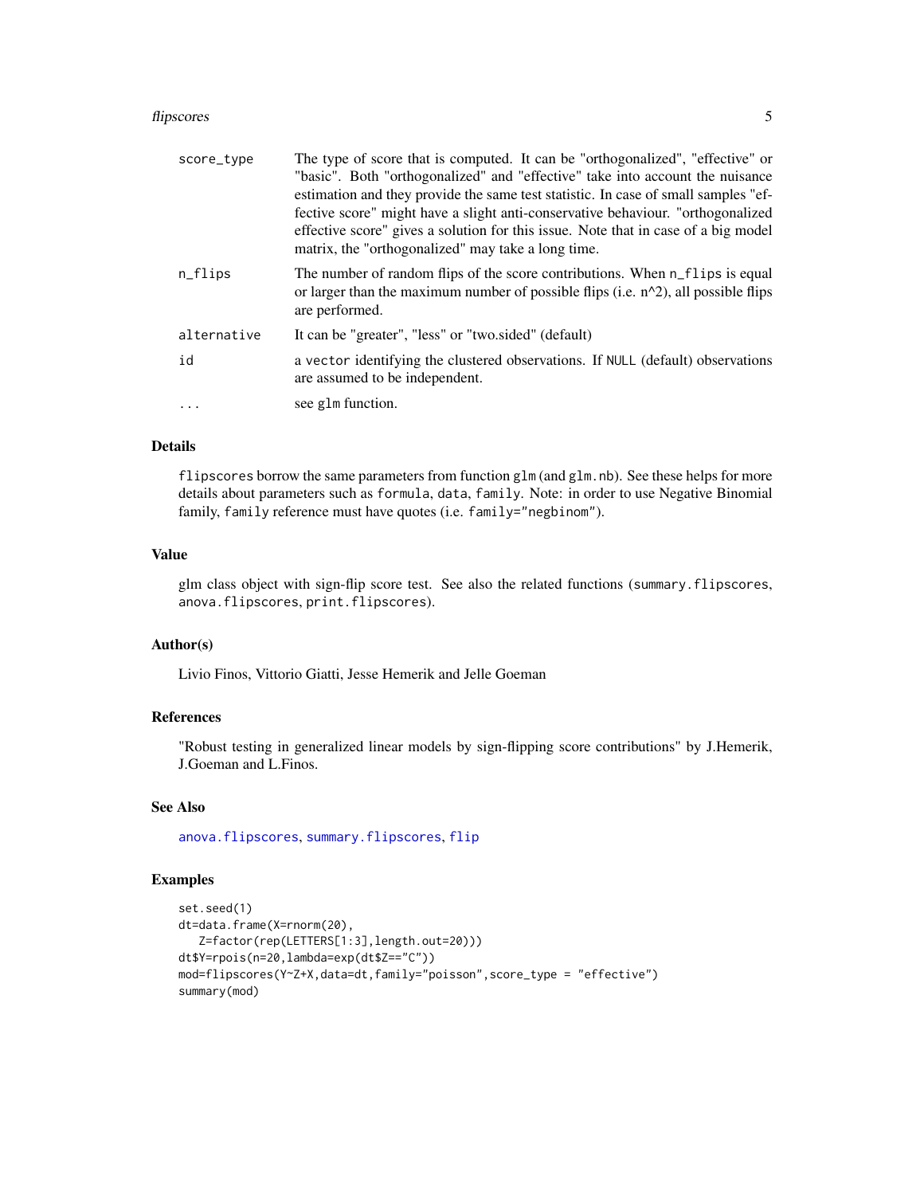| | |
|---|---|
| score_type | The type of score that is computed. It can be "orthogonalized", "effective" or "basic". Both "orthogonalized" and "effective" take into account the nuisance estimation and they provide the same test statistic. In case of small samples "effective score" might have a slight anti-conservative behaviour. "orthogonalized effective score" gives a solution for this issue. Note that in case of a big model matrix, the "orthogonalized" may take a long time. |
| n_flips | The number of random flips of the score contributions. When n_flips is equal or larger than the maximum number of possible flips (i.e. n^2), all possible flips are performed. |
| alternative | It can be "greater", "less" or "two.sided" (default) |
| id | a vector identifying the clustered observations. If NULL (default) observations are assumed to be independent. |
| ... | see glm function. |

### Details

flipscores borrow the same parameters from function glm (and glm.nb). See these helps for more details about parameters such as formula, data, family. Note: in order to use Negative Binomial family, family reference must have quotes (i.e. family="negbinom").

### Value

glm class object with sign-flip score test. See also the related functions (summary.flipscores, anova.flipscores, print.flipscores).

### Author(s)

Livio Finos, Vittorio Giatti, Jesse Hemerik and Jelle Goeman

### References

"Robust testing in generalized linear models by sign-flipping score contributions" by J.Hemerik, J.Goeman and L.Finos.

### See Also

anova.flipscores, summary.flipscores, flip

### Examples

```
set.seed(1)
dt=data.frame(X=rnorm(20),
   Z=factor(rep(LETTERS[1:3],length.out=20)))
dt$Y=rpois(n=20,lambda=exp(dt$Z=="C"))
mod=flipscores(Y~Z+X,data=dt,family="poisson",score_type = "effective")
summary(mod)
```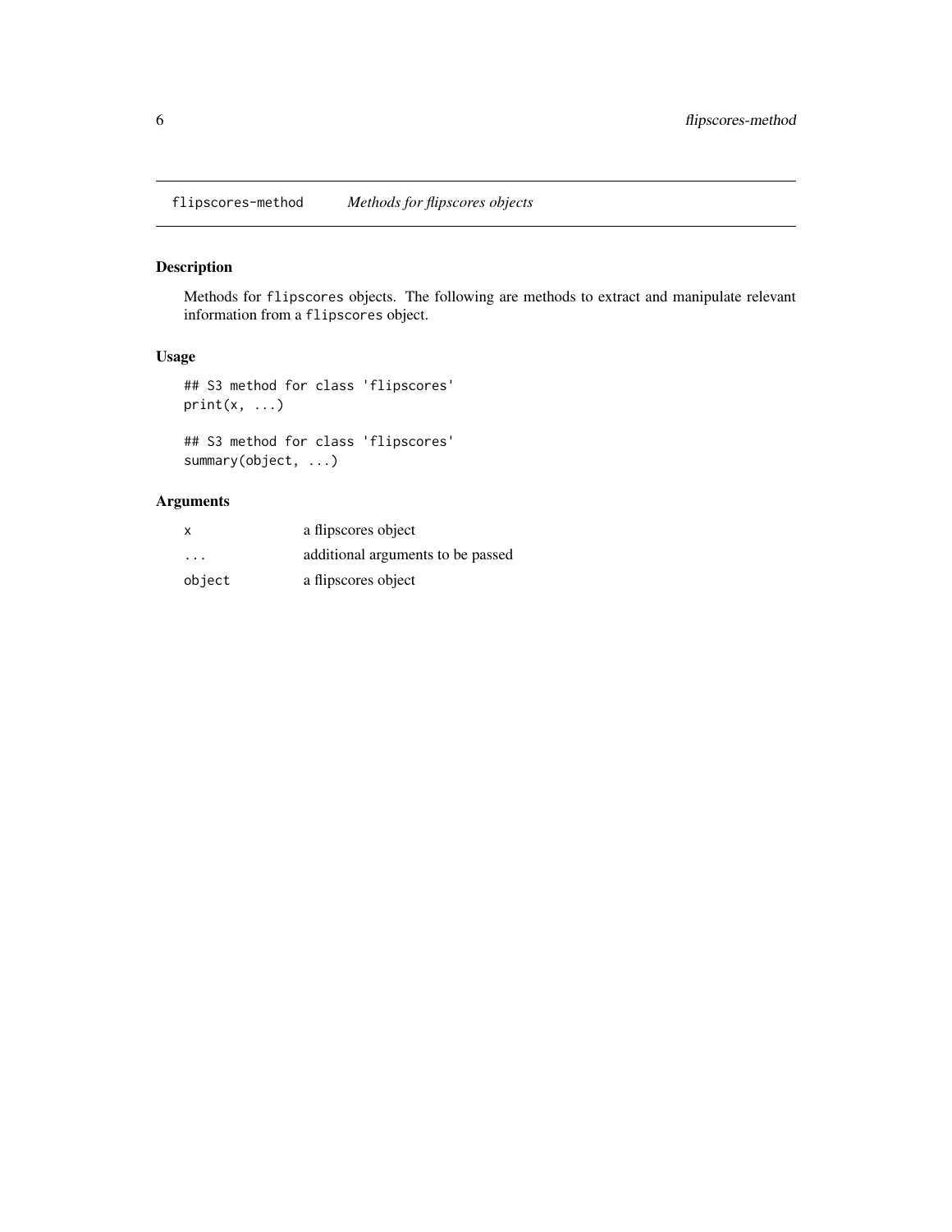flipscores-method *Methods for flipscores objects*

## Description

Methods for `flipscores` objects. The following are methods to extract and manipulate relevant information from a `flipscores` object.

## Usage

```
## S3 method for class 'flipscores'
print(x, ...)

## S3 method for class 'flipscores'
summary(object, ...)
```

## Arguments

| | |
|---|---|
| `x` | a flipscores object |
| `...` | additional arguments to be passed |
| `object` | a flipscores object |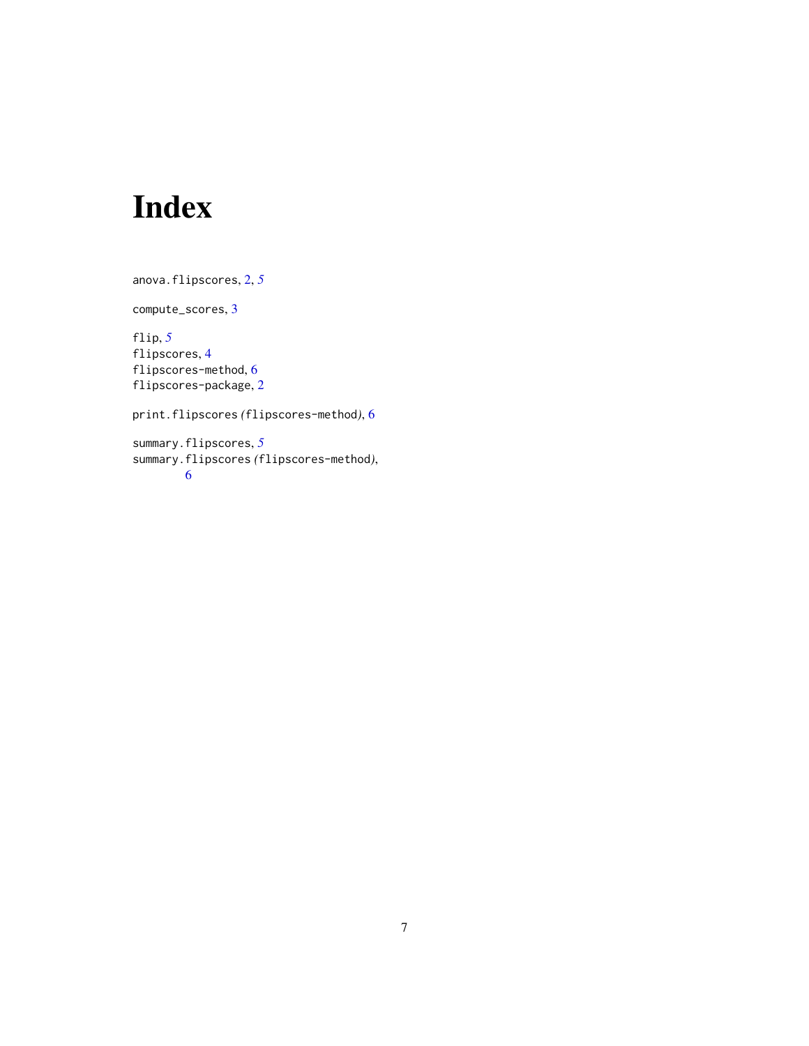# Index

anova.flipscores, 2, *5*

compute_scores, 3

flip, *5*
flipscores, 4
flipscores-method, 6
flipscores-package, 2

print.flipscores *(*flipscores-method*)*, 6

summary.flipscores, *5*
summary.flipscores *(*flipscores-method*)*, 6